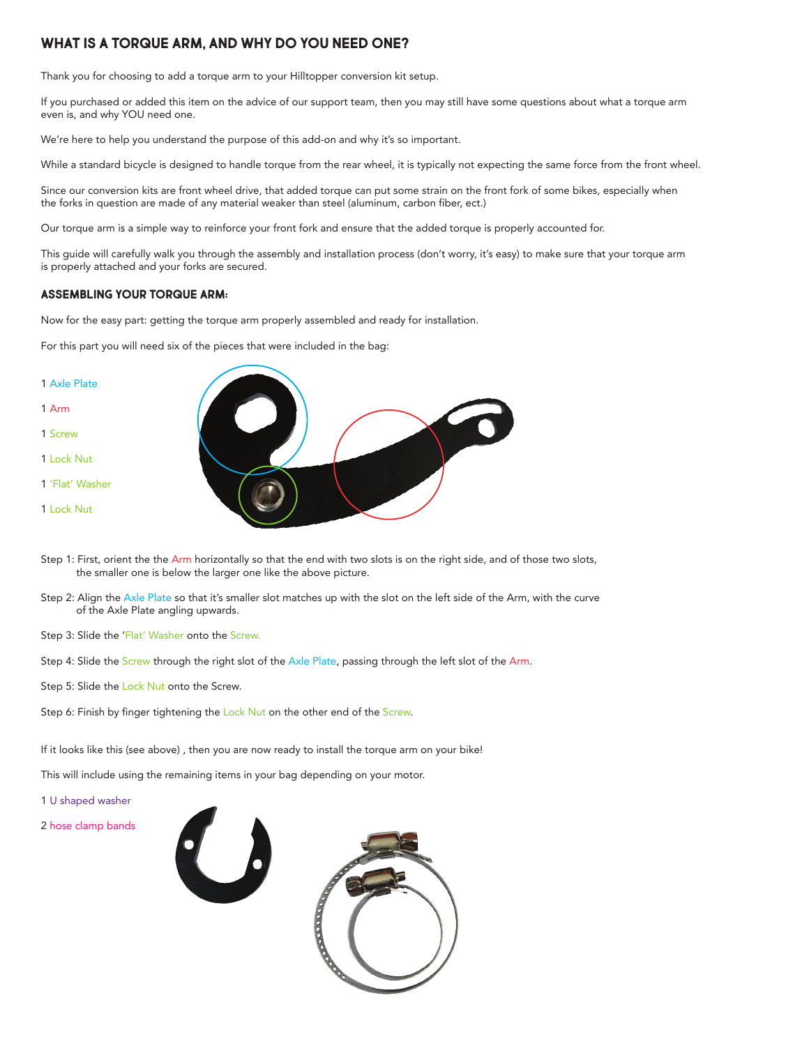## WHAT IS A TORQUE ARM, AND WHY DO YOU NEED ONE?

Thank you for choosing to add a torque arm to your Hilltopper conversion kit setup.

If you purchased or added this item on the advice of our support team, then you may still have some questions about what a torque arm even is, and why YOU need one.

We're here to help you understand the purpose of this add-on and why it's so important.

While a standard bicycle is designed to handle torque from the rear wheel, it is typically not expecting the same force from the front wheel.

Since our conversion kits are front wheel drive, that added torque can put some strain on the front fork of some bikes, especially when the forks in question are made of any material weaker than steel (aluminum, carbon fiber, ect.)

Our torque arm is a simple way to reinforce your front fork and ensure that the added torque is properly accounted for.

This guide will carefully walk you through the assembly and installation process (don't worry, it's easy) to make sure that your torque arm is properly attached and your forks are secured.

### ASSEMBLING YOUR TORQUE ARM:

Now for the easy part: getting the torque arm properly assembled and ready for installation.

For this part you will need six of the pieces that were included in the bag:

1 Axle Plate

1 Arm

1 Screw

1 Lock Nut

1 'Flat' Washer

1 Lock Nut

Step 1: First, orient the the Arm horizontally so that the end with two slots is on the right side, and of those two slots, the smaller one is below the larger one like the above picture.

Step 2: Align the Axle Plate so that it's smaller slot matches up with the slot on the left side of the Arm, with the curve of the Axle Plate angling upwards.

Step 3: Slide the 'Flat' Washer onto the Screw.

Step 4: Slide the Screw through the right slot of the Axle Plate, passing through the left slot of the Arm.

Step 5: Slide the Lock Nut onto the Screw.

Step 6: Finish by finger tightening the Lock Nut on the other end of the Screw.

If it looks like this (see above) , then you are now ready to install the torque arm on your bike!

This will include using the remaining items in your bag depending on your motor.

1 U shaped washer

2 hose clamp bands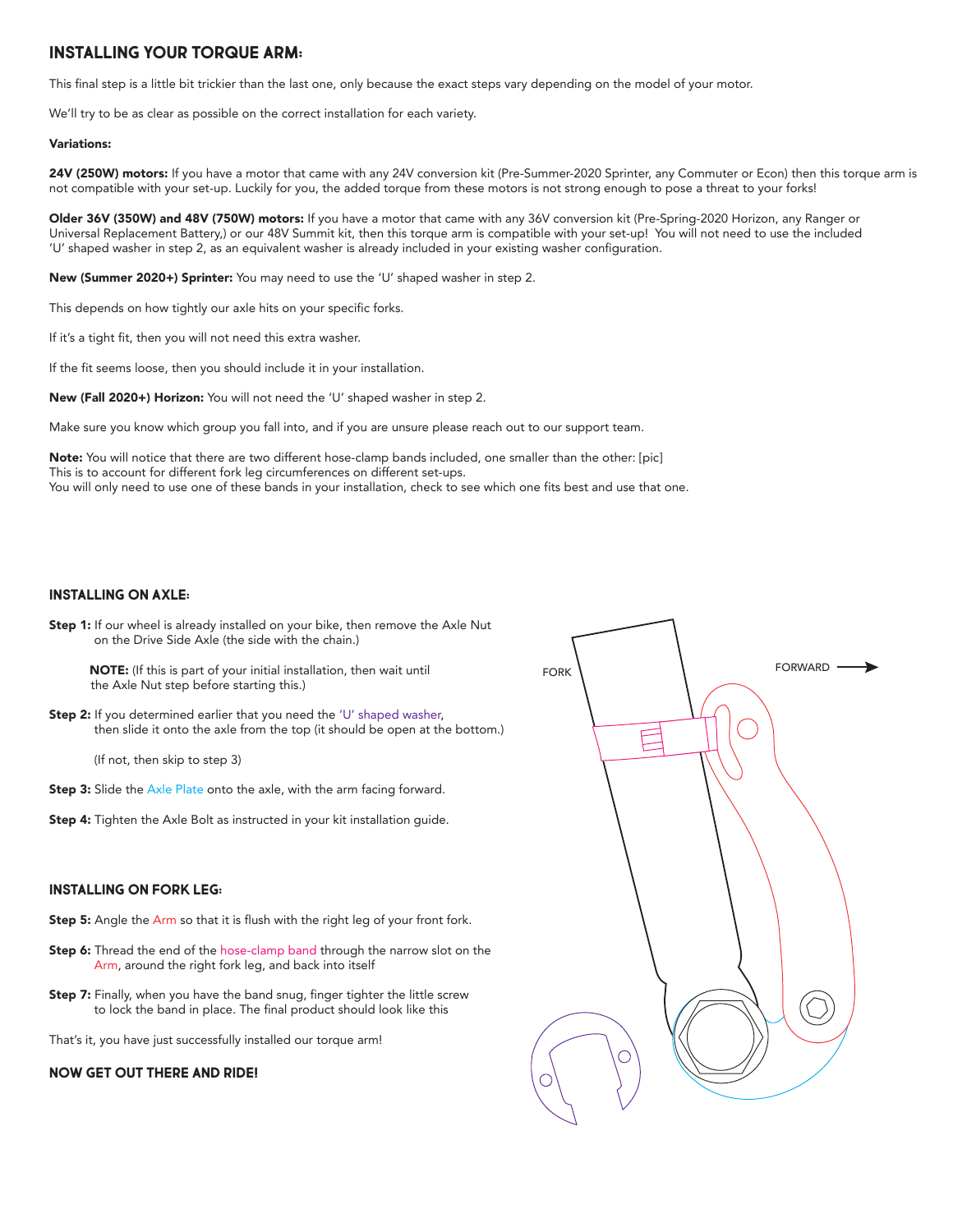## INSTALLING YOUR TORQUE ARM:

This final step is a little bit trickier than the last one, only because the exact steps vary depending on the model of your motor.

We'll try to be as clear as possible on the correct installation for each variety.

**Variations:**

**24V (250W) motors:** If you have a motor that came with any 24V conversion kit (Pre-Summer-2020 Sprinter, any Commuter or Econ) then this torque arm is not compatible with your set-up. Luckily for you, the added torque from these motors is not strong enough to pose a threat to your forks!

**Older 36V (350W) and 48V (750W) motors:** If you have a motor that came with any 36V conversion kit (Pre-Spring-2020 Horizon, any Ranger or Universal Replacement Battery,) or our 48V Summit kit, then this torque arm is compatible with your set-up! You will not need to use the included 'U' shaped washer in step 2, as an equivalent washer is already included in your existing washer configuration.

**New (Summer 2020+) Sprinter:** You may need to use the 'U' shaped washer in step 2.

This depends on how tightly our axle hits on your specific forks.

If it's a tight fit, then you will not need this extra washer.

If the fit seems loose, then you should include it in your installation.

**New (Fall 2020+) Horizon:** You will not need the 'U' shaped washer in step 2.

Make sure you know which group you fall into, and if you are unsure please reach out to our support team.

**Note:** You will notice that there are two different hose-clamp bands included, one smaller than the other: [pic]
This is to account for different fork leg circumferences on different set-ups.
You will only need to use one of these bands in your installation, check to see which one fits best and use that one.

### INSTALLING ON AXLE:

**Step 1:** If our wheel is already installed on your bike, then remove the Axle Nut on the Drive Side Axle (the side with the chain.)

**NOTE:** (If this is part of your initial installation, then wait until the Axle Nut step before starting this.)

**Step 2:** If you determined earlier that you need the 'U' shaped washer, then slide it onto the axle from the top (it should be open at the bottom.)

(If not, then skip to step 3)

**Step 3:** Slide the Axle Plate onto the axle, with the arm facing forward.

**Step 4:** Tighten the Axle Bolt as instructed in your kit installation guide.

### INSTALLING ON FORK LEG:

**Step 5:** Angle the Arm so that it is flush with the right leg of your front fork.

**Step 6:** Thread the end of the hose-clamp band through the narrow slot on the Arm, around the right fork leg, and back into itself

**Step 7:** Finally, when you have the band snug, finger tighter the little screw to lock the band in place. The final product should look like this

That's it, you have just successfully installed our torque arm!

### NOW GET OUT THERE AND RIDE!

FORK

FORWARD